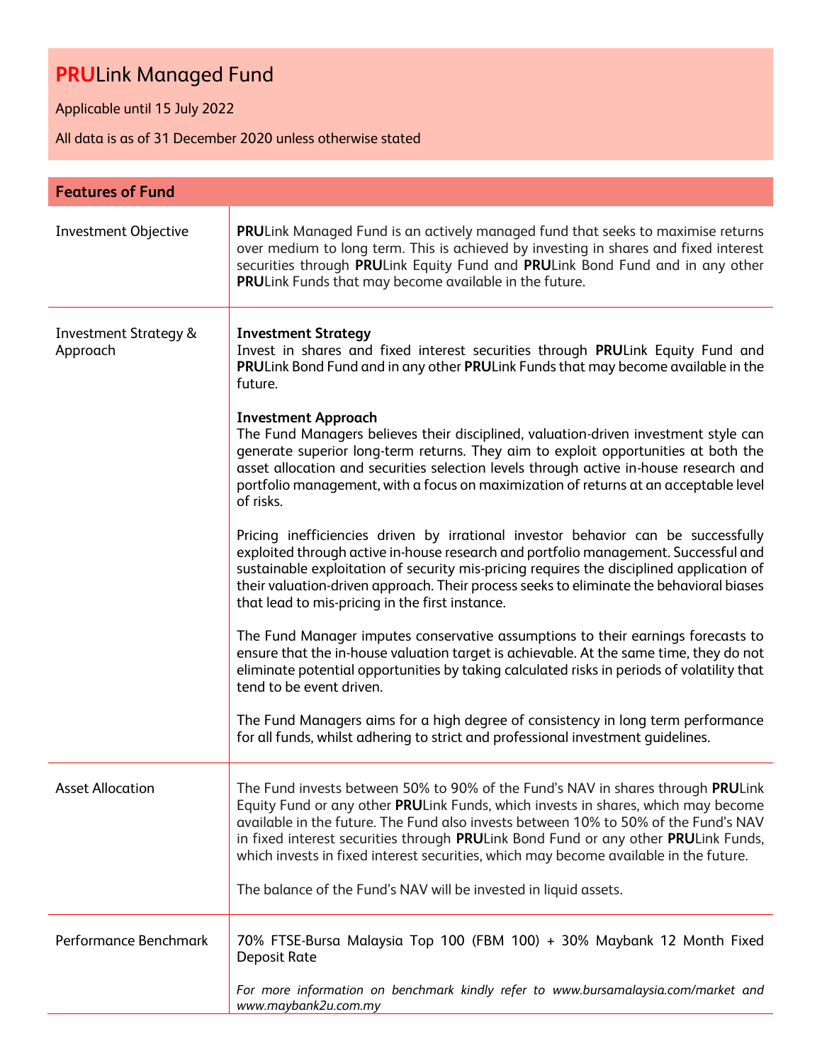# **PRU**Link Managed Fund

Applicable until 15 July 2022

All data is as of 31 December 2020 unless otherwise stated

## Features of Fund

| | |
|---|---|
| Investment Objective | **PRU**Link Managed Fund is an actively managed fund that seeks to maximise returns over medium to long term. This is achieved by investing in shares and fixed interest securities through **PRU**Link Equity Fund and **PRU**Link Bond Fund and in any other **PRU**Link Funds that may become available in the future. |
| Investment Strategy & Approach | **Investment Strategy**<br>Invest in shares and fixed interest securities through **PRU**Link Equity Fund and **PRU**Link Bond Fund and in any other **PRU**Link Funds that may become available in the future.<br><br>**Investment Approach**<br>The Fund Managers believes their disciplined, valuation-driven investment style can generate superior long-term returns. They aim to exploit opportunities at both the asset allocation and securities selection levels through active in-house research and portfolio management, with a focus on maximization of returns at an acceptable level of risks.<br><br>Pricing inefficiencies driven by irrational investor behavior can be successfully exploited through active in-house research and portfolio management. Successful and sustainable exploitation of security mis-pricing requires the disciplined application of their valuation-driven approach. Their process seeks to eliminate the behavioral biases that lead to mis-pricing in the first instance.<br><br>The Fund Manager imputes conservative assumptions to their earnings forecasts to ensure that the in-house valuation target is achievable. At the same time, they do not eliminate potential opportunities by taking calculated risks in periods of volatility that tend to be event driven.<br><br>The Fund Managers aims for a high degree of consistency in long term performance for all funds, whilst adhering to strict and professional investment guidelines. |
| Asset Allocation | The Fund invests between 50% to 90% of the Fund's NAV in shares through **PRU**Link Equity Fund or any other **PRU**Link Funds, which invests in shares, which may become available in the future. The Fund also invests between 10% to 50% of the Fund's NAV in fixed interest securities through **PRU**Link Bond Fund or any other **PRU**Link Funds, which invests in fixed interest securities, which may become available in the future.<br><br>The balance of the Fund's NAV will be invested in liquid assets. |
| Performance Benchmark | 70% FTSE-Bursa Malaysia Top 100 (FBM 100) + 30% Maybank 12 Month Fixed Deposit Rate<br><br>*For more information on benchmark kindly refer to www.bursamalaysia.com/market and www.maybank2u.com.my* |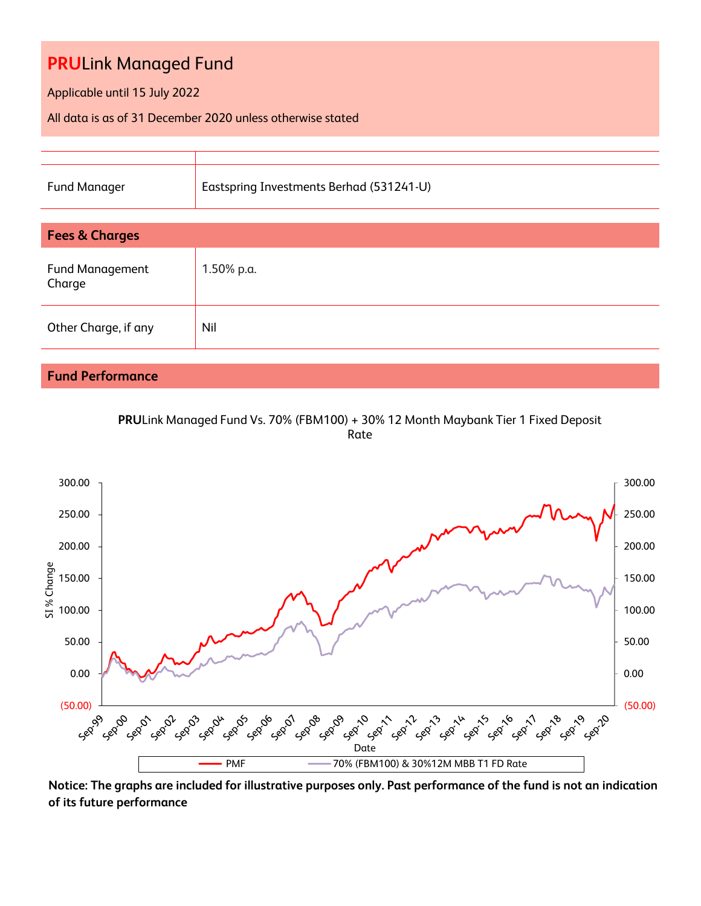# **PRU**Link Managed Fund

Applicable until 15 July 2022

All data is as of 31 December 2020 unless otherwise stated

| | |
|---|---|
| Fund Manager | Eastspring Investments Berhad (531241-U) |

## Fees & Charges

| | |
|---|---|
| Fund Management Charge | 1.50% p.a. |
| Other Charge, if any | Nil |

## Fund Performance

**PRU**Link Managed Fund Vs. 70% (FBM100) + 30% 12 Month Maybank Tier 1 Fixed Deposit Rate

**Notice: The graphs are included for illustrative purposes only. Past performance of the fund is not an indication of its future performance**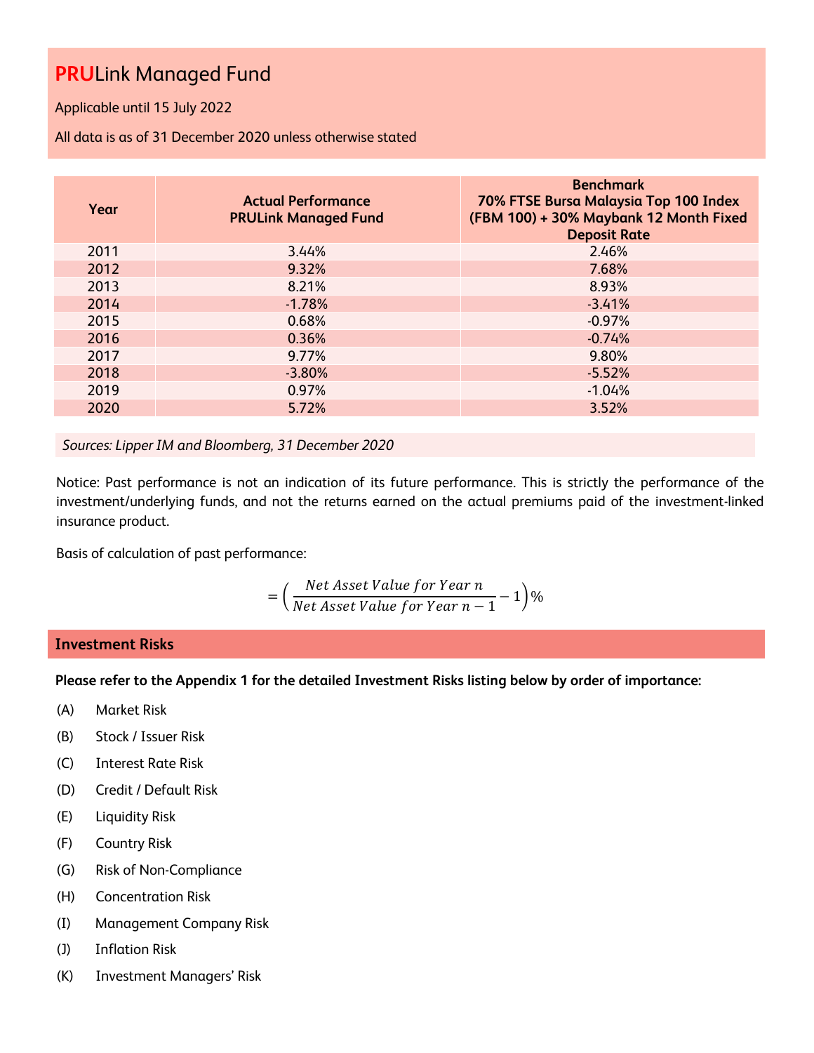# PRULink Managed Fund

Applicable until 15 July 2022

All data is as of 31 December 2020 unless otherwise stated

| Year | Actual Performance PRULink Managed Fund | Benchmark 70% FTSE Bursa Malaysia Top 100 Index (FBM 100) + 30% Maybank 12 Month Fixed Deposit Rate |
|---|---|---|
| 2011 | 3.44% | 2.46% |
| 2012 | 9.32% | 7.68% |
| 2013 | 8.21% | 8.93% |
| 2014 | -1.78% | -3.41% |
| 2015 | 0.68% | -0.97% |
| 2016 | 0.36% | -0.74% |
| 2017 | 9.77% | 9.80% |
| 2018 | -3.80% | -5.52% |
| 2019 | 0.97% | -1.04% |
| 2020 | 5.72% | 3.52% |

*Sources: Lipper IM and Bloomberg, 31 December 2020*

Notice: Past performance is not an indication of its future performance. This is strictly the performance of the investment/underlying funds, and not the returns earned on the actual premiums paid of the investment-linked insurance product.

Basis of calculation of past performance:

$$= \left( \frac{Net\ Asset\ Value\ for\ Year\ n}{Net\ Asset\ Value\ for\ Year\ n-1} - 1 \right)\%$$

## Investment Risks

**Please refer to the Appendix 1 for the detailed Investment Risks listing below by order of importance:**

(A) Market Risk

(B) Stock / Issuer Risk

(C) Interest Rate Risk

(D) Credit / Default Risk

(E) Liquidity Risk

(F) Country Risk

(G) Risk of Non-Compliance

(H) Concentration Risk

(I) Management Company Risk

(J) Inflation Risk

(K) Investment Managers' Risk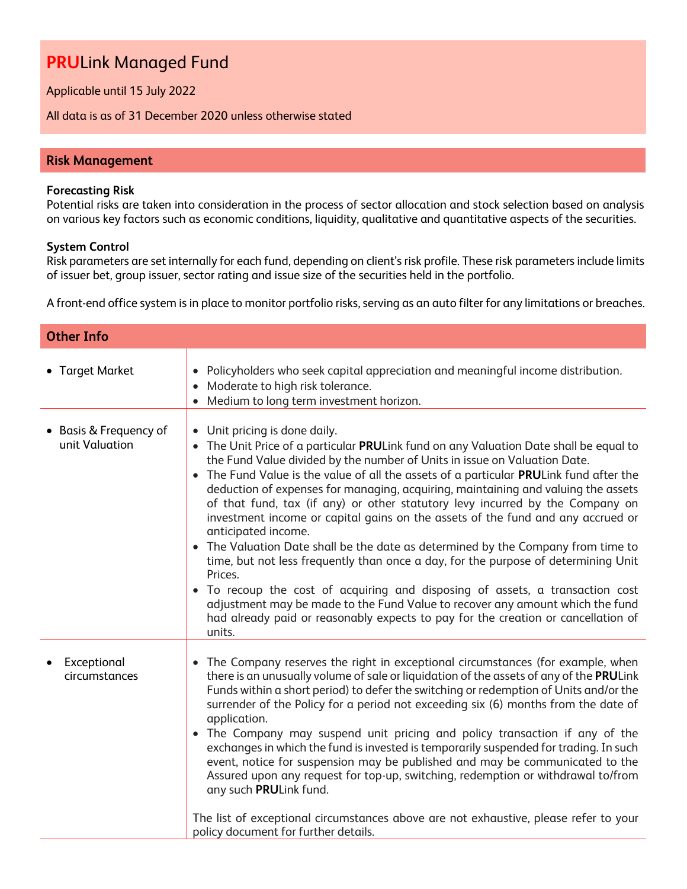# **PRU**Link Managed Fund

Applicable until 15 July 2022

All data is as of 31 December 2020 unless otherwise stated

## Risk Management

**Forecasting Risk**
Potential risks are taken into consideration in the process of sector allocation and stock selection based on analysis on various key factors such as economic conditions, liquidity, qualitative and quantitative aspects of the securities.

**System Control**
Risk parameters are set internally for each fund, depending on client's risk profile. These risk parameters include limits of issuer bet, group issuer, sector rating and issue size of the securities held in the portfolio.

A front-end office system is in place to monitor portfolio risks, serving as an auto filter for any limitations or breaches.

## Other Info

| | |
|---|---|
| • Target Market | • Policyholders who seek capital appreciation and meaningful income distribution.<br>• Moderate to high risk tolerance.<br>• Medium to long term investment horizon. |
| • Basis & Frequency of unit Valuation | • Unit pricing is done daily.<br>• The Unit Price of a particular **PRU**Link fund on any Valuation Date shall be equal to the Fund Value divided by the number of Units in issue on Valuation Date.<br>• The Fund Value is the value of all the assets of a particular **PRU**Link fund after the deduction of expenses for managing, acquiring, maintaining and valuing the assets of that fund, tax (if any) or other statutory levy incurred by the Company on investment income or capital gains on the assets of the fund and any accrued or anticipated income.<br>• The Valuation Date shall be the date as determined by the Company from time to time, but not less frequently than once a day, for the purpose of determining Unit Prices.<br>• To recoup the cost of acquiring and disposing of assets, a transaction cost adjustment may be made to the Fund Value to recover any amount which the fund had already paid or reasonably expects to pay for the creation or cancellation of units. |
| • Exceptional circumstances | • The Company reserves the right in exceptional circumstances (for example, when there is an unusually volume of sale or liquidation of the assets of any of the **PRU**Link Funds within a short period) to defer the switching or redemption of Units and/or the surrender of the Policy for a period not exceeding six (6) months from the date of application.<br>• The Company may suspend unit pricing and policy transaction if any of the exchanges in which the fund is invested is temporarily suspended for trading. In such event, notice for suspension may be published and may be communicated to the Assured upon any request for top-up, switching, redemption or withdrawal to/from any such **PRU**Link fund.<br><br>The list of exceptional circumstances above are not exhaustive, please refer to your policy document for further details. |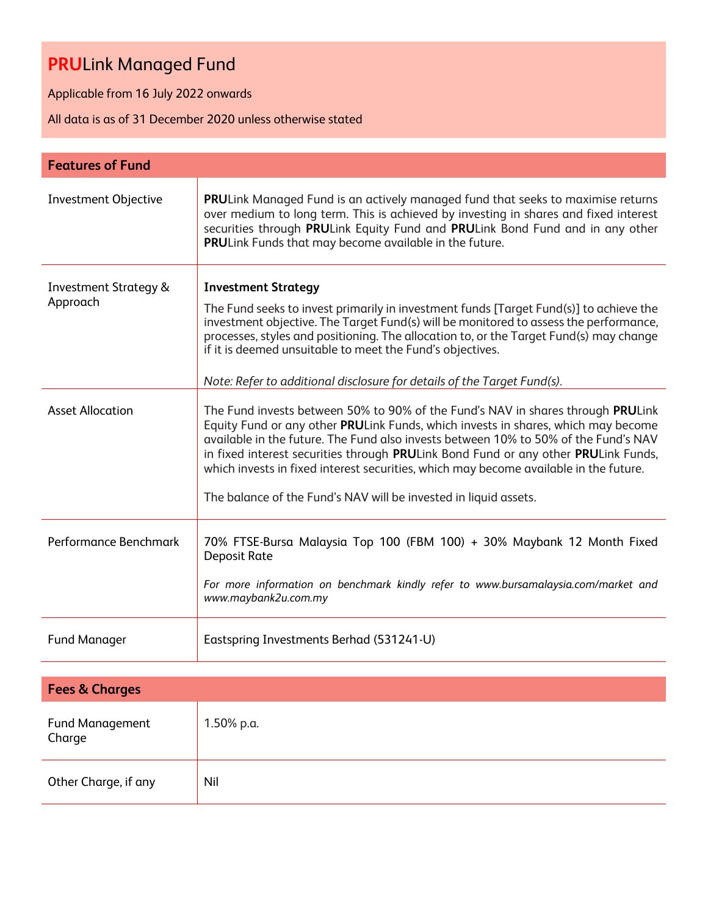# **PRU**Link Managed Fund

Applicable from 16 July 2022 onwards

All data is as of 31 December 2020 unless otherwise stated

| Features of Fund | |
|---|---|
| Investment Objective | **PRU**Link Managed Fund is an actively managed fund that seeks to maximise returns over medium to long term. This is achieved by investing in shares and fixed interest securities through **PRU**Link Equity Fund and **PRU**Link Bond Fund and in any other **PRU**Link Funds that may become available in the future. |
| Investment Strategy & Approach | **Investment Strategy**<br><br>The Fund seeks to invest primarily in investment funds [Target Fund(s)] to achieve the investment objective. The Target Fund(s) will be monitored to assess the performance, processes, styles and positioning. The allocation to, or the Target Fund(s) may change if it is deemed unsuitable to meet the Fund's objectives.<br><br>*Note: Refer to additional disclosure for details of the Target Fund(s).* |
| Asset Allocation | The Fund invests between 50% to 90% of the Fund's NAV in shares through **PRU**Link Equity Fund or any other **PRU**Link Funds, which invests in shares, which may become available in the future. The Fund also invests between 10% to 50% of the Fund's NAV in fixed interest securities through **PRU**Link Bond Fund or any other **PRU**Link Funds, which invests in fixed interest securities, which may become available in the future.<br><br>The balance of the Fund's NAV will be invested in liquid assets. |
| Performance Benchmark | 70% FTSE-Bursa Malaysia Top 100 (FBM 100) + 30% Maybank 12 Month Fixed Deposit Rate<br><br>*For more information on benchmark kindly refer to www.bursamalaysia.com/market and www.maybank2u.com.my* |
| Fund Manager | Eastspring Investments Berhad (531241-U) |

| Fees & Charges | |
|---|---|
| Fund Management Charge | 1.50% p.a. |
| Other Charge, if any | Nil |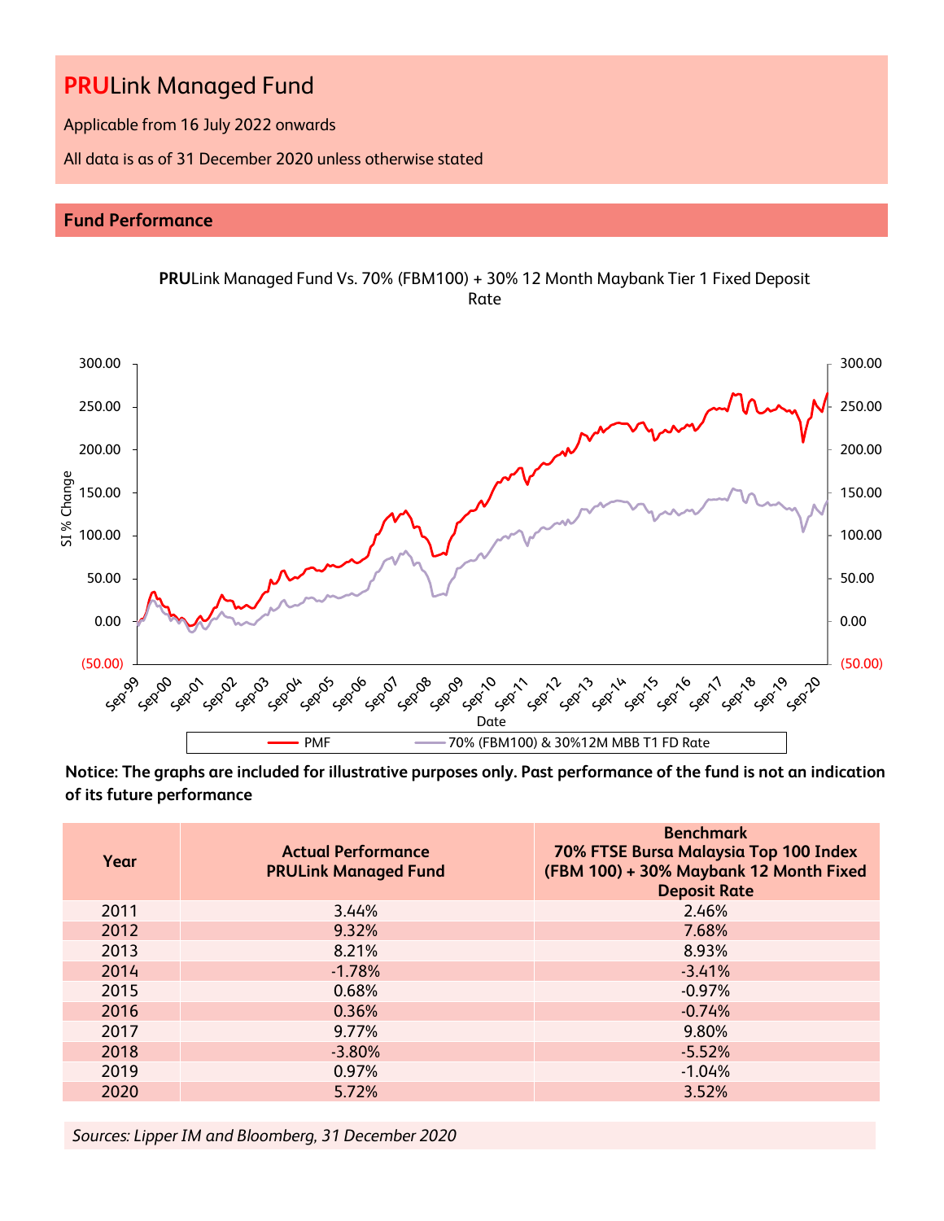# PRULink Managed Fund

Applicable from 16 July 2022 onwards

All data is as of 31 December 2020 unless otherwise stated

## Fund Performance

**PRU**Link Managed Fund Vs. 70% (FBM100) + 30% 12 Month Maybank Tier 1 Fixed Deposit Rate

**Notice: The graphs are included for illustrative purposes only. Past performance of the fund is not an indication of its future performance**

| Year | Actual Performance PRULink Managed Fund | Benchmark 70% FTSE Bursa Malaysia Top 100 Index (FBM 100) + 30% Maybank 12 Month Fixed Deposit Rate |
|---|---|---|
| 2011 | 3.44% | 2.46% |
| 2012 | 9.32% | 7.68% |
| 2013 | 8.21% | 8.93% |
| 2014 | -1.78% | -3.41% |
| 2015 | 0.68% | -0.97% |
| 2016 | 0.36% | -0.74% |
| 2017 | 9.77% | 9.80% |
| 2018 | -3.80% | -5.52% |
| 2019 | 0.97% | -1.04% |
| 2020 | 5.72% | 3.52% |

*Sources: Lipper IM and Bloomberg, 31 December 2020*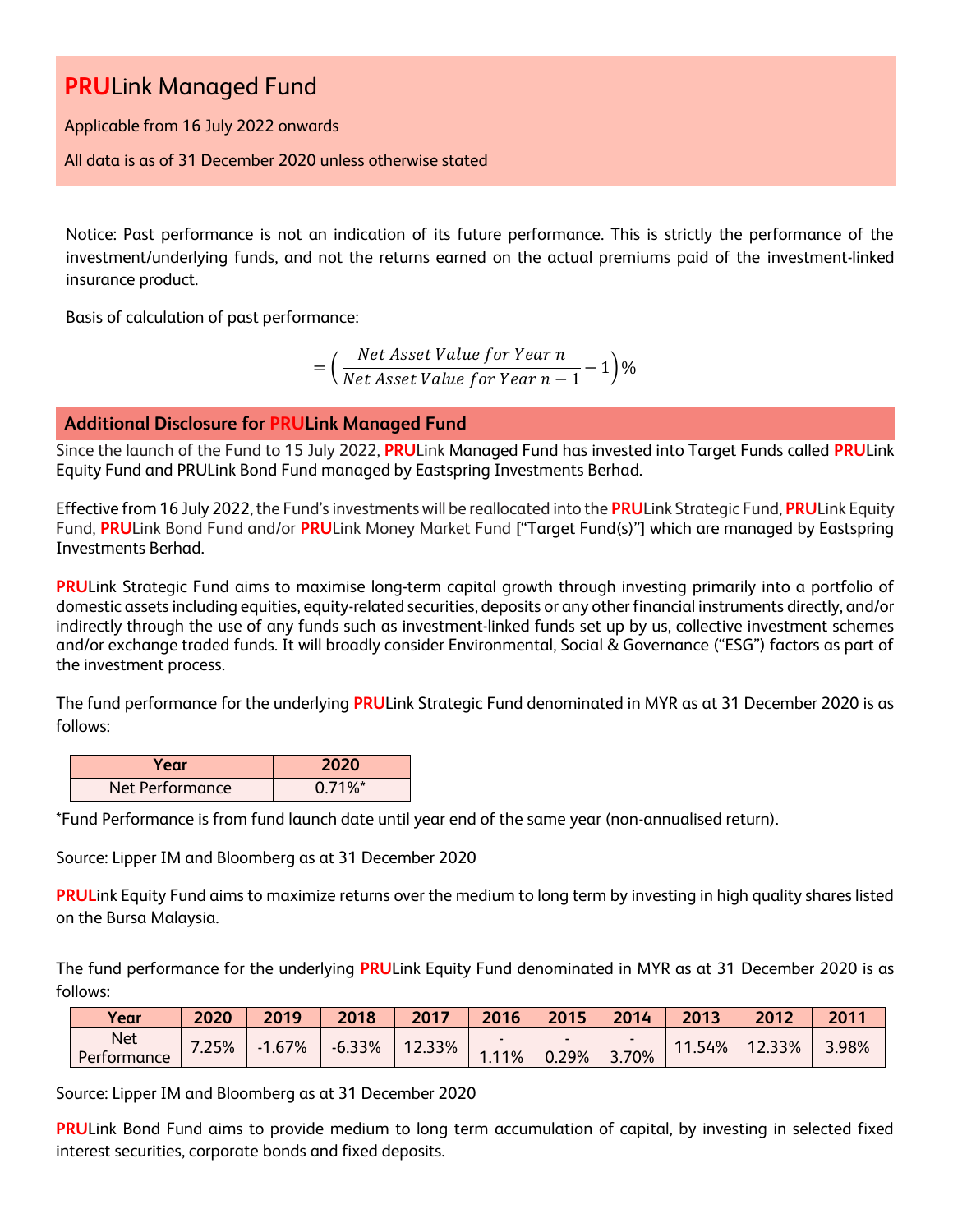# PRULink Managed Fund

Applicable from 16 July 2022 onwards

All data is as of 31 December 2020 unless otherwise stated

Notice: Past performance is not an indication of its future performance. This is strictly the performance of the investment/underlying funds, and not the returns earned on the actual premiums paid of the investment-linked insurance product.

Basis of calculation of past performance:

$$= \left( \frac{Net\ Asset\ Value\ for\ Year\ n}{Net\ Asset\ Value\ for\ Year\ n-1} - 1 \right)\%$$

## Additional Disclosure for PRULink Managed Fund

Since the launch of the Fund to 15 July 2022, PRULink Managed Fund has invested into Target Funds called PRULink Equity Fund and PRULink Bond Fund managed by Eastspring Investments Berhad.

Effective from 16 July 2022, the Fund's investments will be reallocated into the PRULink Strategic Fund, PRULink Equity Fund, PRULink Bond Fund and/or PRULink Money Market Fund ["Target Fund(s)"] which are managed by Eastspring Investments Berhad.

PRULink Strategic Fund aims to maximise long-term capital growth through investing primarily into a portfolio of domestic assets including equities, equity-related securities, deposits or any other financial instruments directly, and/or indirectly through the use of any funds such as investment-linked funds set up by us, collective investment schemes and/or exchange traded funds. It will broadly consider Environmental, Social & Governance ("ESG") factors as part of the investment process.

The fund performance for the underlying PRULink Strategic Fund denominated in MYR as at 31 December 2020 is as follows:

| Year | 2020 |
|---|---|
| Net Performance | 0.71%* |

*Fund Performance is from fund launch date until year end of the same year (non-annualised return).

Source: Lipper IM and Bloomberg as at 31 December 2020

PRULink Equity Fund aims to maximize returns over the medium to long term by investing in high quality shares listed on the Bursa Malaysia.

The fund performance for the underlying PRULink Equity Fund denominated in MYR as at 31 December 2020 is as follows:

| Year | 2020 | 2019 | 2018 | 2017 | 2016 | 2015 | 2014 | 2013 | 2012 | 2011 |
|---|---|---|---|---|---|---|---|---|---|---|
| Net Performance | 7.25% | -1.67% | -6.33% | 12.33% | -1.11% | -0.29% | -3.70% | 11.54% | 12.33% | 3.98% |

Source: Lipper IM and Bloomberg as at 31 December 2020

PRULink Bond Fund aims to provide medium to long term accumulation of capital, by investing in selected fixed interest securities, corporate bonds and fixed deposits.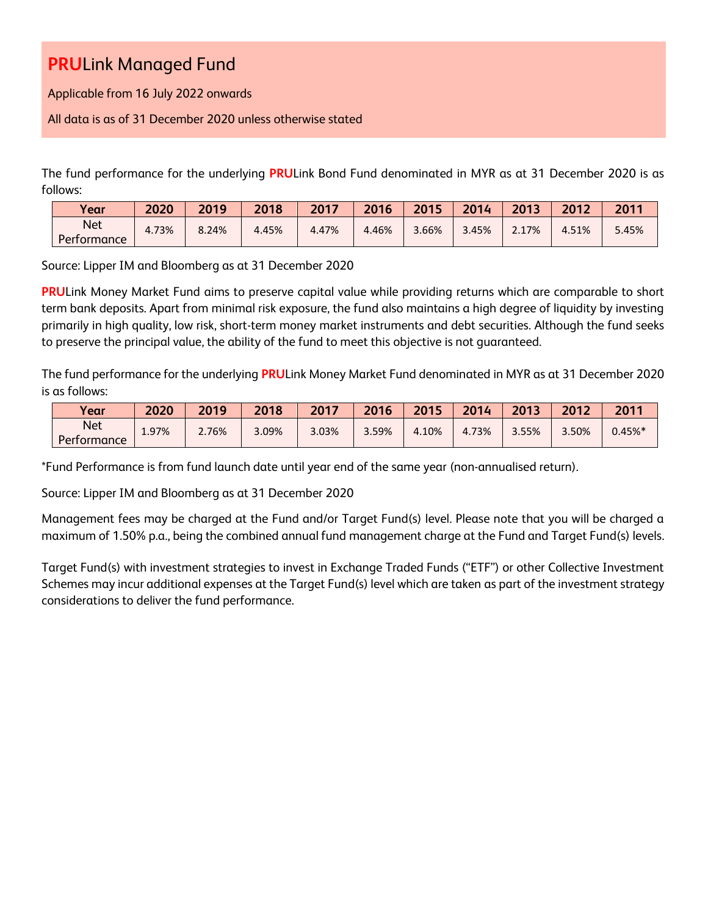# PRULink Managed Fund

Applicable from 16 July 2022 onwards

All data is as of 31 December 2020 unless otherwise stated

The fund performance for the underlying PRULink Bond Fund denominated in MYR as at 31 December 2020 is as follows:

| Year | 2020 | 2019 | 2018 | 2017 | 2016 | 2015 | 2014 | 2013 | 2012 | 2011 |
|---|---|---|---|---|---|---|---|---|---|---|
| Net Performance | 4.73% | 8.24% | 4.45% | 4.47% | 4.46% | 3.66% | 3.45% | 2.17% | 4.51% | 5.45% |

Source: Lipper IM and Bloomberg as at 31 December 2020

PRULink Money Market Fund aims to preserve capital value while providing returns which are comparable to short term bank deposits. Apart from minimal risk exposure, the fund also maintains a high degree of liquidity by investing primarily in high quality, low risk, short-term money market instruments and debt securities. Although the fund seeks to preserve the principal value, the ability of the fund to meet this objective is not guaranteed.

The fund performance for the underlying PRULink Money Market Fund denominated in MYR as at 31 December 2020 is as follows:

| Year | 2020 | 2019 | 2018 | 2017 | 2016 | 2015 | 2014 | 2013 | 2012 | 2011 |
|---|---|---|---|---|---|---|---|---|---|---|
| Net Performance | 1.97% | 2.76% | 3.09% | 3.03% | 3.59% | 4.10% | 4.73% | 3.55% | 3.50% | 0.45%* |

*Fund Performance is from fund launch date until year end of the same year (non-annualised return).

Source: Lipper IM and Bloomberg as at 31 December 2020

Management fees may be charged at the Fund and/or Target Fund(s) level. Please note that you will be charged a maximum of 1.50% p.a., being the combined annual fund management charge at the Fund and Target Fund(s) levels.

Target Fund(s) with investment strategies to invest in Exchange Traded Funds ("ETF") or other Collective Investment Schemes may incur additional expenses at the Target Fund(s) level which are taken as part of the investment strategy considerations to deliver the fund performance.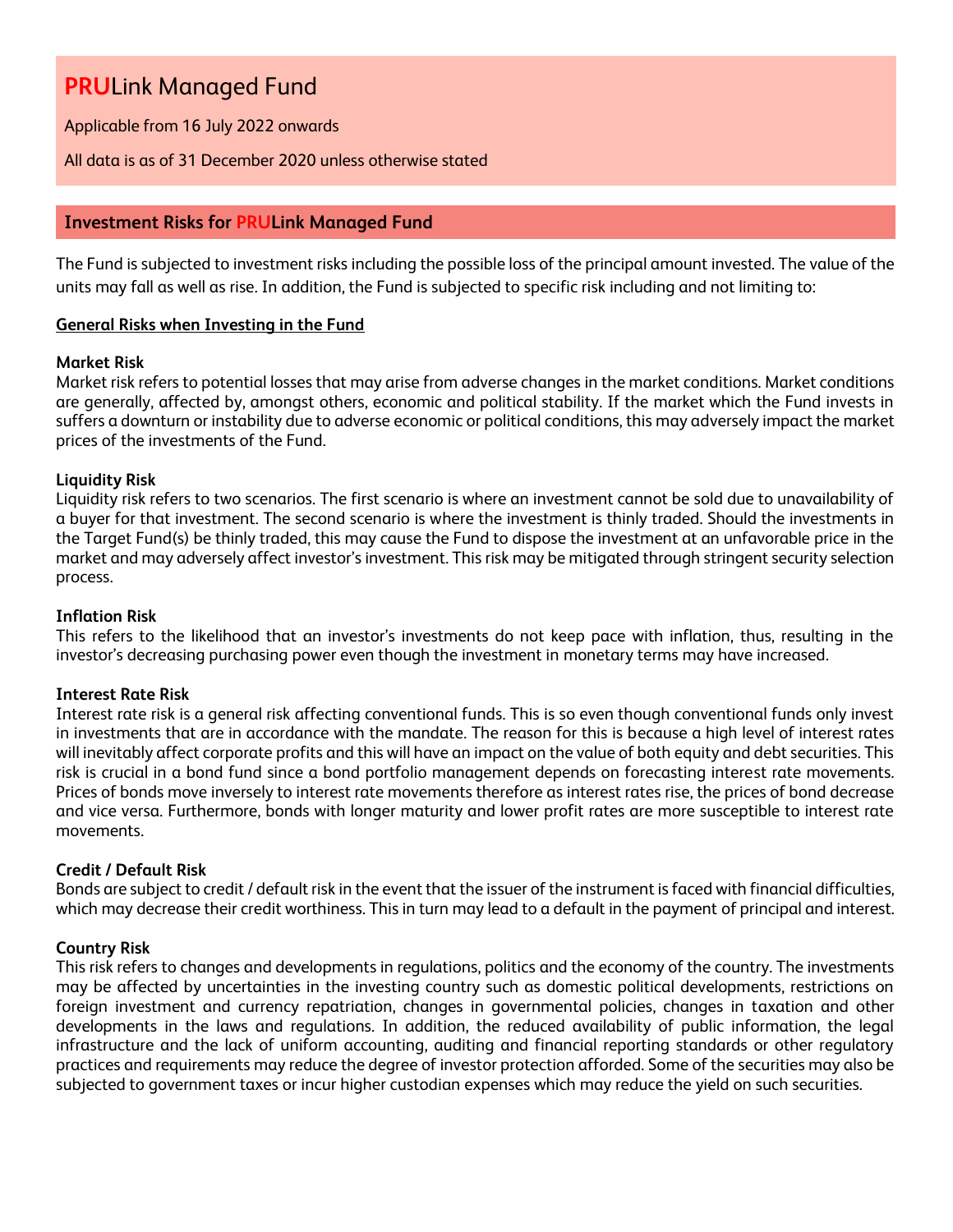# PRULink Managed Fund

Applicable from 16 July 2022 onwards

All data is as of 31 December 2020 unless otherwise stated

## Investment Risks for PRULink Managed Fund

The Fund is subjected to investment risks including the possible loss of the principal amount invested. The value of the units may fall as well as rise. In addition, the Fund is subjected to specific risk including and not limiting to:

**General Risks when Investing in the Fund**

**Market Risk**
Market risk refers to potential losses that may arise from adverse changes in the market conditions. Market conditions are generally, affected by, amongst others, economic and political stability. If the market which the Fund invests in suffers a downturn or instability due to adverse economic or political conditions, this may adversely impact the market prices of the investments of the Fund.

**Liquidity Risk**
Liquidity risk refers to two scenarios. The first scenario is where an investment cannot be sold due to unavailability of a buyer for that investment. The second scenario is where the investment is thinly traded. Should the investments in the Target Fund(s) be thinly traded, this may cause the Fund to dispose the investment at an unfavorable price in the market and may adversely affect investor's investment. This risk may be mitigated through stringent security selection process.

**Inflation Risk**
This refers to the likelihood that an investor's investments do not keep pace with inflation, thus, resulting in the investor's decreasing purchasing power even though the investment in monetary terms may have increased.

**Interest Rate Risk**
Interest rate risk is a general risk affecting conventional funds. This is so even though conventional funds only invest in investments that are in accordance with the mandate. The reason for this is because a high level of interest rates will inevitably affect corporate profits and this will have an impact on the value of both equity and debt securities. This risk is crucial in a bond fund since a bond portfolio management depends on forecasting interest rate movements. Prices of bonds move inversely to interest rate movements therefore as interest rates rise, the prices of bond decrease and vice versa. Furthermore, bonds with longer maturity and lower profit rates are more susceptible to interest rate movements.

**Credit / Default Risk**
Bonds are subject to credit / default risk in the event that the issuer of the instrument is faced with financial difficulties, which may decrease their credit worthiness. This in turn may lead to a default in the payment of principal and interest.

**Country Risk**
This risk refers to changes and developments in regulations, politics and the economy of the country. The investments may be affected by uncertainties in the investing country such as domestic political developments, restrictions on foreign investment and currency repatriation, changes in governmental policies, changes in taxation and other developments in the laws and regulations. In addition, the reduced availability of public information, the legal infrastructure and the lack of uniform accounting, auditing and financial reporting standards or other regulatory practices and requirements may reduce the degree of investor protection afforded. Some of the securities may also be subjected to government taxes or incur higher custodian expenses which may reduce the yield on such securities.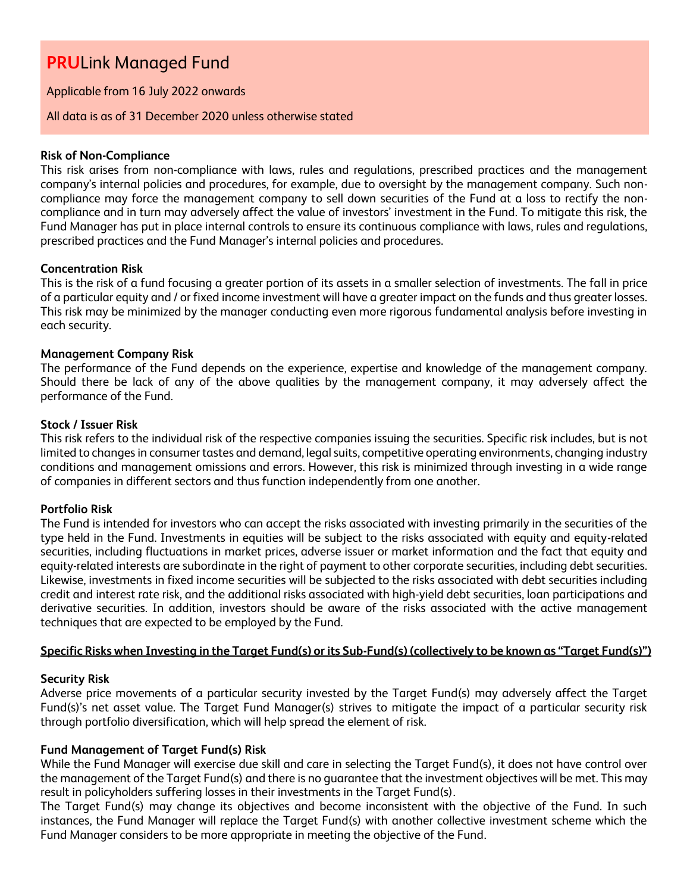# **PRU**Link Managed Fund

Applicable from 16 July 2022 onwards

All data is as of 31 December 2020 unless otherwise stated

**Risk of Non-Compliance**
This risk arises from non-compliance with laws, rules and regulations, prescribed practices and the management company's internal policies and procedures, for example, due to oversight by the management company. Such non-compliance may force the management company to sell down securities of the Fund at a loss to rectify the non-compliance and in turn may adversely affect the value of investors' investment in the Fund. To mitigate this risk, the Fund Manager has put in place internal controls to ensure its continuous compliance with laws, rules and regulations, prescribed practices and the Fund Manager's internal policies and procedures.

**Concentration Risk**
This is the risk of a fund focusing a greater portion of its assets in a smaller selection of investments. The fall in price of a particular equity and / or fixed income investment will have a greater impact on the funds and thus greater losses. This risk may be minimized by the manager conducting even more rigorous fundamental analysis before investing in each security.

**Management Company Risk**
The performance of the Fund depends on the experience, expertise and knowledge of the management company. Should there be lack of any of the above qualities by the management company, it may adversely affect the performance of the Fund.

**Stock / Issuer Risk**
This risk refers to the individual risk of the respective companies issuing the securities. Specific risk includes, but is not limited to changes in consumer tastes and demand, legal suits, competitive operating environments, changing industry conditions and management omissions and errors. However, this risk is minimized through investing in a wide range of companies in different sectors and thus function independently from one another.

**Portfolio Risk**
The Fund is intended for investors who can accept the risks associated with investing primarily in the securities of the type held in the Fund. Investments in equities will be subject to the risks associated with equity and equity-related securities, including fluctuations in market prices, adverse issuer or market information and the fact that equity and equity-related interests are subordinate in the right of payment to other corporate securities, including debt securities. Likewise, investments in fixed income securities will be subjected to the risks associated with debt securities including credit and interest rate risk, and the additional risks associated with high-yield debt securities, loan participations and derivative securities. In addition, investors should be aware of the risks associated with the active management techniques that are expected to be employed by the Fund.

**Specific Risks when Investing in the Target Fund(s) or its Sub-Fund(s) (collectively to be known as "Target Fund(s)")**

**Security Risk**
Adverse price movements of a particular security invested by the Target Fund(s) may adversely affect the Target Fund(s)'s net asset value. The Target Fund Manager(s) strives to mitigate the impact of a particular security risk through portfolio diversification, which will help spread the element of risk.

**Fund Management of Target Fund(s) Risk**
While the Fund Manager will exercise due skill and care in selecting the Target Fund(s), it does not have control over the management of the Target Fund(s) and there is no guarantee that the investment objectives will be met. This may result in policyholders suffering losses in their investments in the Target Fund(s).
The Target Fund(s) may change its objectives and become inconsistent with the objective of the Fund. In such instances, the Fund Manager will replace the Target Fund(s) with another collective investment scheme which the Fund Manager considers to be more appropriate in meeting the objective of the Fund.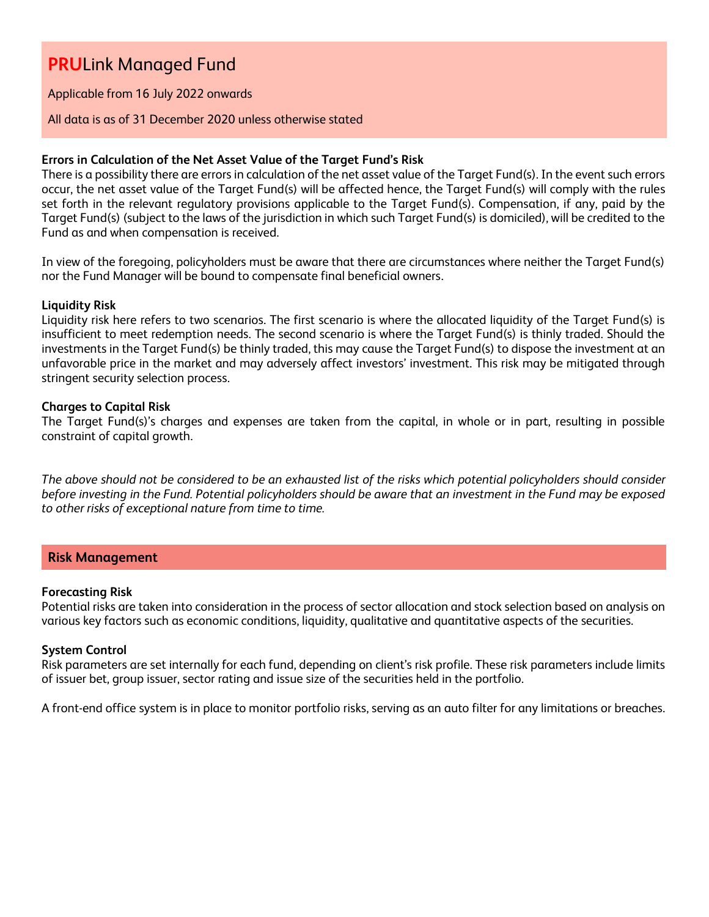# **PRU**Link Managed Fund

Applicable from 16 July 2022 onwards

All data is as of 31 December 2020 unless otherwise stated

**Errors in Calculation of the Net Asset Value of the Target Fund's Risk**
There is a possibility there are errors in calculation of the net asset value of the Target Fund(s). In the event such errors occur, the net asset value of the Target Fund(s) will be affected hence, the Target Fund(s) will comply with the rules set forth in the relevant regulatory provisions applicable to the Target Fund(s). Compensation, if any, paid by the Target Fund(s) (subject to the laws of the jurisdiction in which such Target Fund(s) is domiciled), will be credited to the Fund as and when compensation is received.

In view of the foregoing, policyholders must be aware that there are circumstances where neither the Target Fund(s) nor the Fund Manager will be bound to compensate final beneficial owners.

**Liquidity Risk**
Liquidity risk here refers to two scenarios. The first scenario is where the allocated liquidity of the Target Fund(s) is insufficient to meet redemption needs. The second scenario is where the Target Fund(s) is thinly traded. Should the investments in the Target Fund(s) be thinly traded, this may cause the Target Fund(s) to dispose the investment at an unfavorable price in the market and may adversely affect investors' investment. This risk may be mitigated through stringent security selection process.

**Charges to Capital Risk**
The Target Fund(s)'s charges and expenses are taken from the capital, in whole or in part, resulting in possible constraint of capital growth.

*The above should not be considered to be an exhausted list of the risks which potential policyholders should consider before investing in the Fund. Potential policyholders should be aware that an investment in the Fund may be exposed to other risks of exceptional nature from time to time.*

## Risk Management

**Forecasting Risk**
Potential risks are taken into consideration in the process of sector allocation and stock selection based on analysis on various key factors such as economic conditions, liquidity, qualitative and quantitative aspects of the securities.

**System Control**
Risk parameters are set internally for each fund, depending on client's risk profile. These risk parameters include limits of issuer bet, group issuer, sector rating and issue size of the securities held in the portfolio.

A front-end office system is in place to monitor portfolio risks, serving as an auto filter for any limitations or breaches.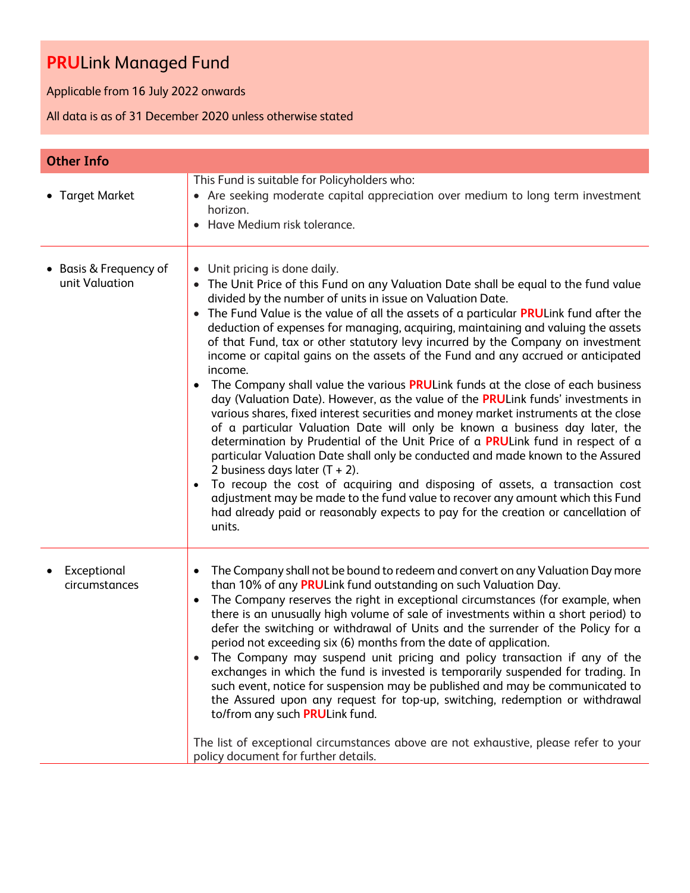# PRULink Managed Fund

Applicable from 16 July 2022 onwards

All data is as of 31 December 2020 unless otherwise stated

| Other Info | |
|---|---|
| • Target Market | This Fund is suitable for Policyholders who:<br>• Are seeking moderate capital appreciation over medium to long term investment horizon.<br>• Have Medium risk tolerance. |
| • Basis & Frequency of unit Valuation | • Unit pricing is done daily.<br>• The Unit Price of this Fund on any Valuation Date shall be equal to the fund value divided by the number of units in issue on Valuation Date.<br>• The Fund Value is the value of all the assets of a particular PRULink fund after the deduction of expenses for managing, acquiring, maintaining and valuing the assets of that Fund, tax or other statutory levy incurred by the Company on investment income or capital gains on the assets of the Fund and any accrued or anticipated income.<br>• The Company shall value the various PRULink funds at the close of each business day (Valuation Date). However, as the value of the PRULink funds' investments in various shares, fixed interest securities and money market instruments at the close of a particular Valuation Date will only be known a business day later, the determination by Prudential of the Unit Price of a PRULink fund in respect of a particular Valuation Date shall only be conducted and made known to the Assured 2 business days later (T + 2).<br>• To recoup the cost of acquiring and disposing of assets, a transaction cost adjustment may be made to the fund value to recover any amount which this Fund had already paid or reasonably expects to pay for the creation or cancellation of units. |
| • Exceptional circumstances | • The Company shall not be bound to redeem and convert on any Valuation Day more than 10% of any PRULink fund outstanding on such Valuation Day.<br>• The Company reserves the right in exceptional circumstances (for example, when there is an unusually high volume of sale of investments within a short period) to defer the switching or withdrawal of Units and the surrender of the Policy for a period not exceeding six (6) months from the date of application.<br>• The Company may suspend unit pricing and policy transaction if any of the exchanges in which the fund is invested is temporarily suspended for trading. In such event, notice for suspension may be published and may be communicated to the Assured upon any request for top-up, switching, redemption or withdrawal to/from any such PRULink fund.<br><br>The list of exceptional circumstances above are not exhaustive, please refer to your policy document for further details. |